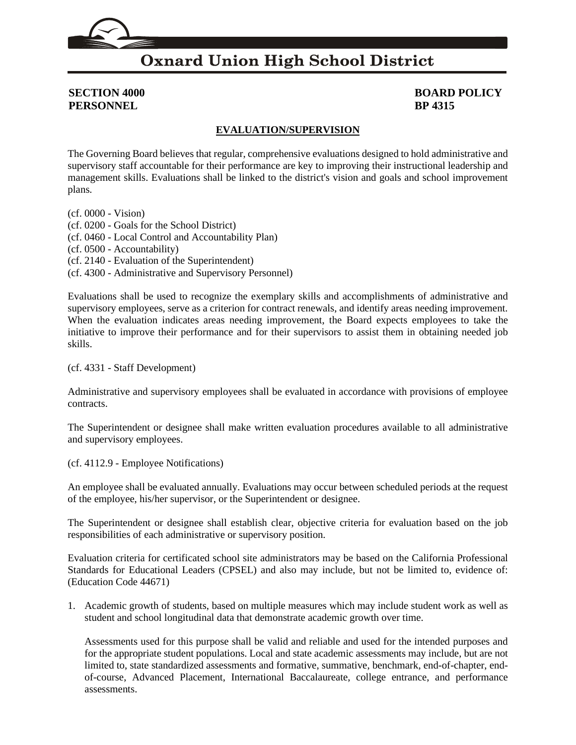# Oxnard Union High School District

**SECTION 4000** **BOARD POLICY**
**PERSONNEL** **BP 4315**

## EVALUATION/SUPERVISION

The Governing Board believes that regular, comprehensive evaluations designed to hold administrative and supervisory staff accountable for their performance are key to improving their instructional leadership and management skills. Evaluations shall be linked to the district's vision and goals and school improvement plans.

(cf. 0000 - Vision)
(cf. 0200 - Goals for the School District)
(cf. 0460 - Local Control and Accountability Plan)
(cf. 0500 - Accountability)
(cf. 2140 - Evaluation of the Superintendent)
(cf. 4300 - Administrative and Supervisory Personnel)

Evaluations shall be used to recognize the exemplary skills and accomplishments of administrative and supervisory employees, serve as a criterion for contract renewals, and identify areas needing improvement. When the evaluation indicates areas needing improvement, the Board expects employees to take the initiative to improve their performance and for their supervisors to assist them in obtaining needed job skills.

(cf. 4331 - Staff Development)

Administrative and supervisory employees shall be evaluated in accordance with provisions of employee contracts.

The Superintendent or designee shall make written evaluation procedures available to all administrative and supervisory employees.

(cf. 4112.9 - Employee Notifications)

An employee shall be evaluated annually. Evaluations may occur between scheduled periods at the request of the employee, his/her supervisor, or the Superintendent or designee.

The Superintendent or designee shall establish clear, objective criteria for evaluation based on the job responsibilities of each administrative or supervisory position.

Evaluation criteria for certificated school site administrators may be based on the California Professional Standards for Educational Leaders (CPSEL) and also may include, but not be limited to, evidence of: (Education Code 44671)

1. Academic growth of students, based on multiple measures which may include student work as well as student and school longitudinal data that demonstrate academic growth over time.

   Assessments used for this purpose shall be valid and reliable and used for the intended purposes and for the appropriate student populations. Local and state academic assessments may include, but are not limited to, state standardized assessments and formative, summative, benchmark, end-of-chapter, end-of-course, Advanced Placement, International Baccalaureate, college entrance, and performance assessments.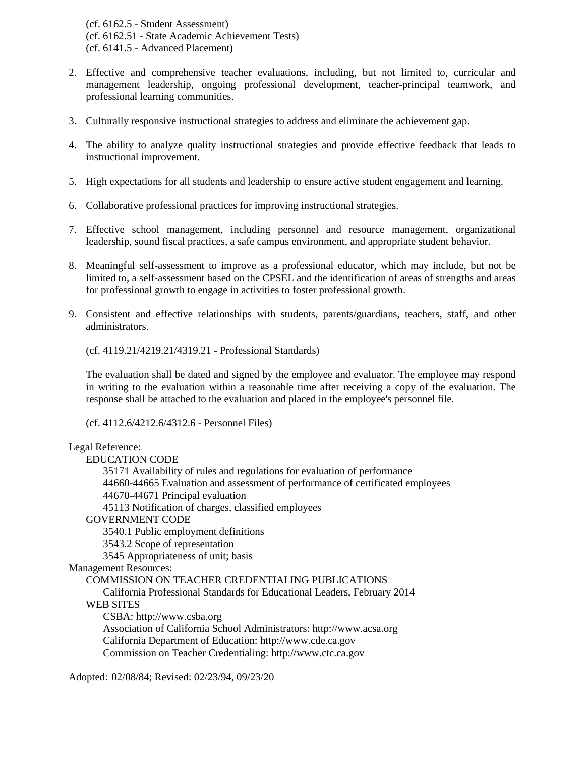(cf. 6162.5 - Student Assessment)
(cf. 6162.51 - State Academic Achievement Tests)
(cf. 6141.5 - Advanced Placement)

2. Effective and comprehensive teacher evaluations, including, but not limited to, curricular and management leadership, ongoing professional development, teacher-principal teamwork, and professional learning communities.

3. Culturally responsive instructional strategies to address and eliminate the achievement gap.

4. The ability to analyze quality instructional strategies and provide effective feedback that leads to instructional improvement.

5. High expectations for all students and leadership to ensure active student engagement and learning.

6. Collaborative professional practices for improving instructional strategies.

7. Effective school management, including personnel and resource management, organizational leadership, sound fiscal practices, a safe campus environment, and appropriate student behavior.

8. Meaningful self-assessment to improve as a professional educator, which may include, but not be limited to, a self-assessment based on the CPSEL and the identification of areas of strengths and areas for professional growth to engage in activities to foster professional growth.

9. Consistent and effective relationships with students, parents/guardians, teachers, staff, and other administrators.

   (cf. 4119.21/4219.21/4319.21 - Professional Standards)

   The evaluation shall be dated and signed by the employee and evaluator. The employee may respond in writing to the evaluation within a reasonable time after receiving a copy of the evaluation. The response shall be attached to the evaluation and placed in the employee's personnel file.

   (cf. 4112.6/4212.6/4312.6 - Personnel Files)

Legal Reference:
  EDUCATION CODE
    35171 Availability of rules and regulations for evaluation of performance
    44660-44665 Evaluation and assessment of performance of certificated employees
    44670-44671 Principal evaluation
    45113 Notification of charges, classified employees
  GOVERNMENT CODE
    3540.1 Public employment definitions
    3543.2 Scope of representation
    3545 Appropriateness of unit; basis
Management Resources:
  COMMISSION ON TEACHER CREDENTIALING PUBLICATIONS
    California Professional Standards for Educational Leaders, February 2014
  WEB SITES
    CSBA: http://www.csba.org
    Association of California School Administrators: http://www.acsa.org
    California Department of Education: http://www.cde.ca.gov
    Commission on Teacher Credentialing: http://www.ctc.ca.gov

Adopted: 02/08/84; Revised: 02/23/94, 09/23/20